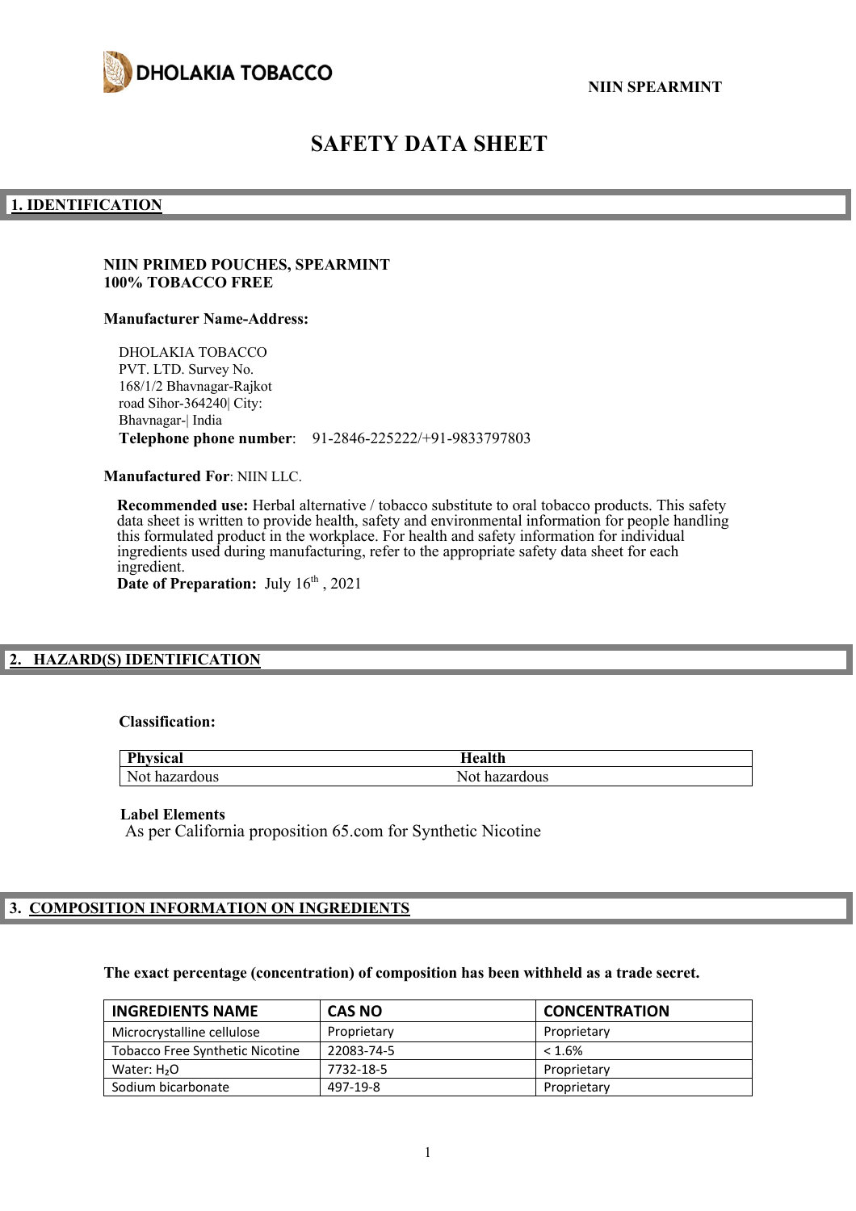DHOLAKIA TOBACCO

NIIN SPEARMINT

# SAFETY DATA SHEET

## 1. IDENTIFICATION

**NIIN PRIMED POUCHES, SPEARMINT**
**100% TOBACCO FREE**

**Manufacturer Name-Address:**

DHOLAKIA TOBACCO
PVT. LTD. Survey No.
168/1/2 Bhavnagar-Rajkot
road Sihor-364240| City:
Bhavnagar-| India
**Telephone phone number**: 91-2846-225222/+91-9833797803

**Manufactured For**: NIIN LLC.

**Recommended use:** Herbal alternative / tobacco substitute to oral tobacco products. This safety data sheet is written to provide health, safety and environmental information for people handling this formulated product in the workplace. For health and safety information for individual ingredients used during manufacturing, refer to the appropriate safety data sheet for each ingredient.
**Date of Preparation:** July 16th , 2021

## 2. HAZARD(S) IDENTIFICATION

**Classification:**

| Physical | Health |
|---|---|
| Not hazardous | Not hazardous |

**Label Elements**
As per California proposition 65.com for Synthetic Nicotine

## 3. COMPOSITION INFORMATION ON INGREDIENTS

**The exact percentage (concentration) of composition has been withheld as a trade secret.**

| INGREDIENTS NAME | CAS NO | CONCENTRATION |
|---|---|---|
| Microcrystalline cellulose | Proprietary | Proprietary |
| Tobacco Free Synthetic Nicotine | 22083-74-5 | < 1.6% |
| Water: $H_2O$ | 7732-18-5 | Proprietary |
| Sodium bicarbonate | 497-19-8 | Proprietary |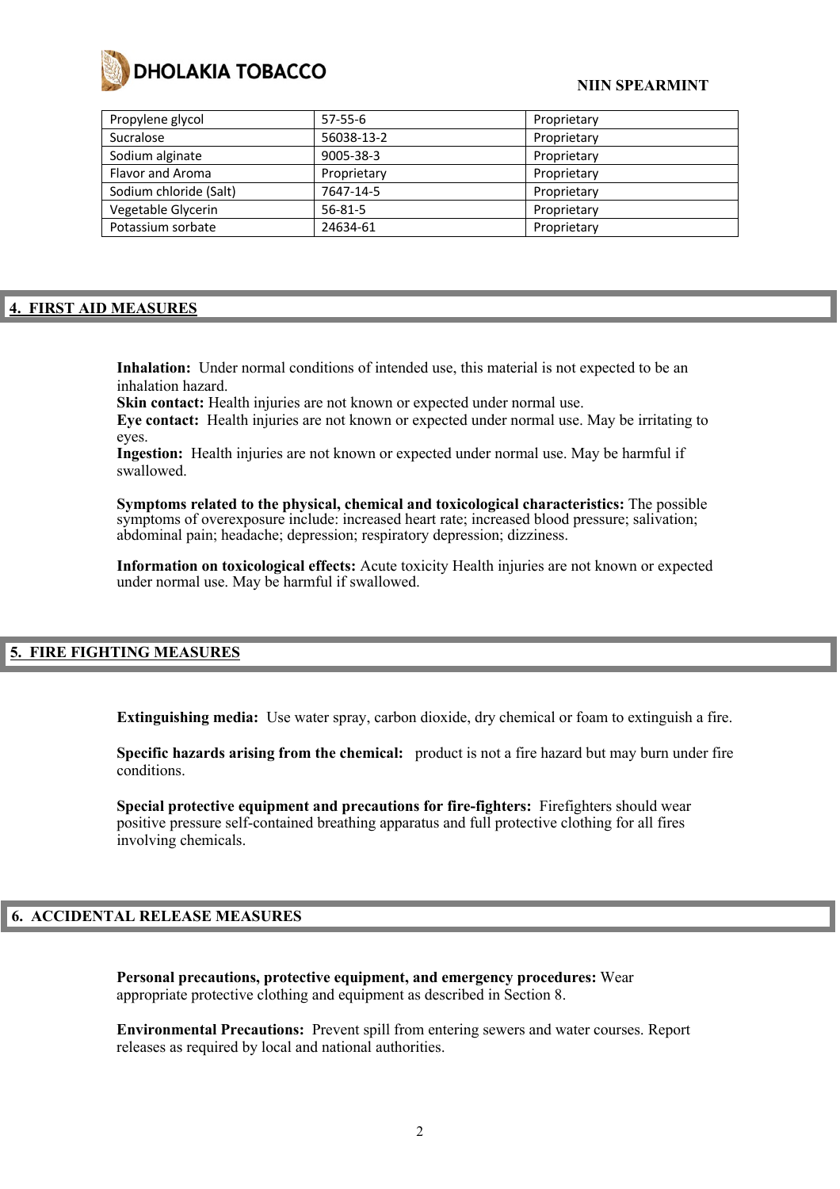| Propylene glycol | 57-55-6 | Proprietary |
|---|---|---|
| Sucralose | 56038-13-2 | Proprietary |
| Sodium alginate | 9005-38-3 | Proprietary |
| Flavor and Aroma | Proprietary | Proprietary |
| Sodium chloride (Salt) | 7647-14-5 | Proprietary |
| Vegetable Glycerin | 56-81-5 | Proprietary |
| Potassium sorbate | 24634-61 | Proprietary |

## 4. FIRST AID MEASURES

**Inhalation:** Under normal conditions of intended use, this material is not expected to be an inhalation hazard.
**Skin contact:** Health injuries are not known or expected under normal use.
**Eye contact:** Health injuries are not known or expected under normal use. May be irritating to eyes.
**Ingestion:** Health injuries are not known or expected under normal use. May be harmful if swallowed.

**Symptoms related to the physical, chemical and toxicological characteristics:** The possible symptoms of overexposure include: increased heart rate; increased blood pressure; salivation; abdominal pain; headache; depression; respiratory depression; dizziness.

**Information on toxicological effects:** Acute toxicity Health injuries are not known or expected under normal use. May be harmful if swallowed.

## 5. FIRE FIGHTING MEASURES

**Extinguishing media:** Use water spray, carbon dioxide, dry chemical or foam to extinguish a fire.

**Specific hazards arising from the chemical:** product is not a fire hazard but may burn under fire conditions.

**Special protective equipment and precautions for fire-fighters:** Firefighters should wear positive pressure self-contained breathing apparatus and full protective clothing for all fires involving chemicals.

## 6. ACCIDENTAL RELEASE MEASURES

**Personal precautions, protective equipment, and emergency procedures:** Wear appropriate protective clothing and equipment as described in Section 8.

**Environmental Precautions:** Prevent spill from entering sewers and water courses. Report releases as required by local and national authorities.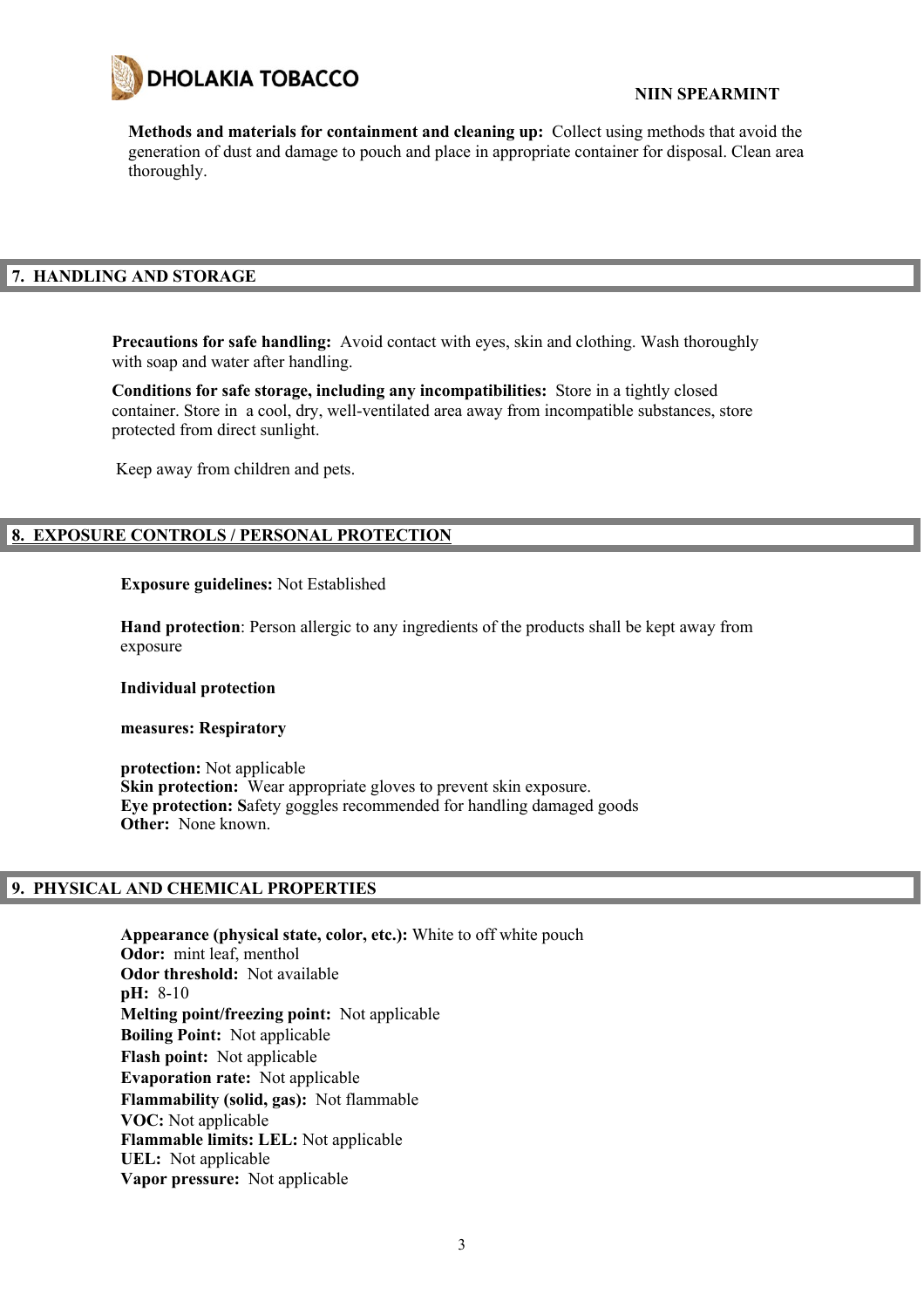**Methods and materials for containment and cleaning up:** Collect using methods that avoid the generation of dust and damage to pouch and place in appropriate container for disposal. Clean area thoroughly.

## 7. HANDLING AND STORAGE

**Precautions for safe handling:** Avoid contact with eyes, skin and clothing. Wash thoroughly with soap and water after handling.

**Conditions for safe storage, including any incompatibilities:** Store in a tightly closed container. Store in a cool, dry, well-ventilated area away from incompatible substances, store protected from direct sunlight.

Keep away from children and pets.

## 8. EXPOSURE CONTROLS / PERSONAL PROTECTION

**Exposure guidelines:** Not Established

**Hand protection**: Person allergic to any ingredients of the products shall be kept away from exposure

**Individual protection**

**measures: Respiratory**

**protection:** Not applicable
**Skin protection:** Wear appropriate gloves to prevent skin exposure.
**Eye protection: S**afety goggles recommended for handling damaged goods
**Other:** None known.

## 9. PHYSICAL AND CHEMICAL PROPERTIES

**Appearance (physical state, color, etc.):** White to off white pouch
**Odor:** mint leaf, menthol
**Odor threshold:** Not available
**pH:** 8-10
**Melting point/freezing point:** Not applicable
**Boiling Point:** Not applicable
**Flash point:** Not applicable
**Evaporation rate:** Not applicable
**Flammability (solid, gas):** Not flammable
**VOC:** Not applicable
**Flammable limits: LEL:** Not applicable
**UEL:** Not applicable
**Vapor pressure:** Not applicable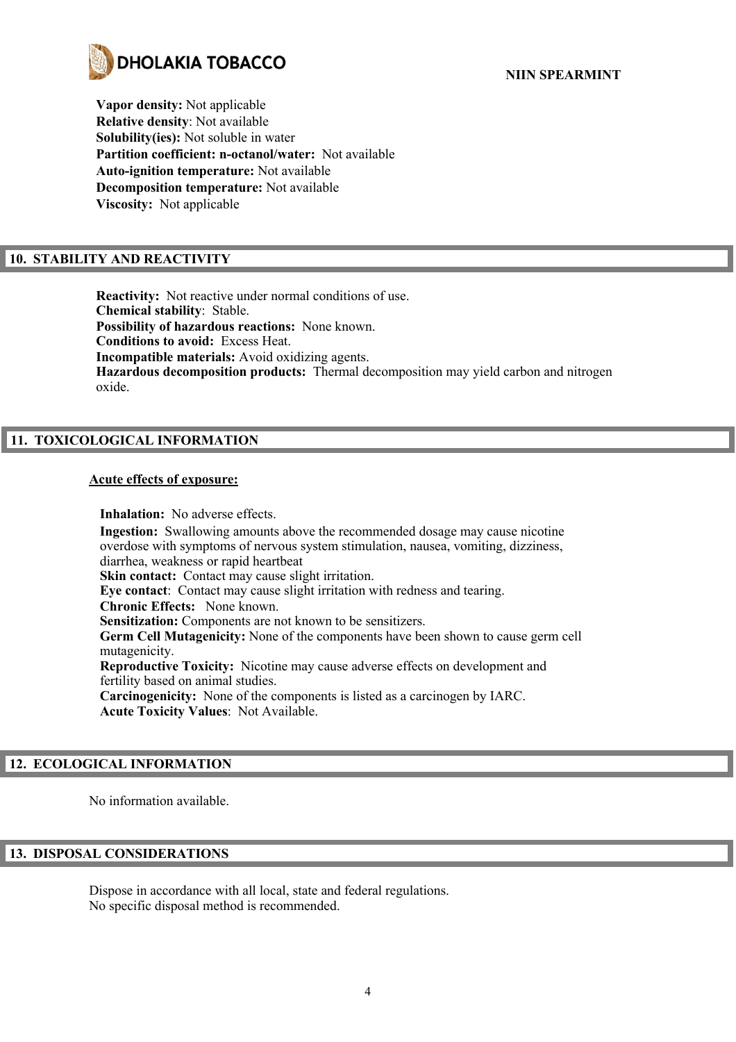**Vapor density:** Not applicable
**Relative density**: Not available
**Solubility(ies):** Not soluble in water
**Partition coefficient: n-octanol/water:** Not available
**Auto-ignition temperature:** Not available
**Decomposition temperature:** Not available
**Viscosity:** Not applicable

## 10. STABILITY AND REACTIVITY

**Reactivity:** Not reactive under normal conditions of use.
**Chemical stability**: Stable.
**Possibility of hazardous reactions:** None known.
**Conditions to avoid:** Excess Heat.
**Incompatible materials:** Avoid oxidizing agents.
**Hazardous decomposition products:** Thermal decomposition may yield carbon and nitrogen oxide.

## 11. TOXICOLOGICAL INFORMATION

**Acute effects of exposure:**

**Inhalation:** No adverse effects.
**Ingestion:** Swallowing amounts above the recommended dosage may cause nicotine overdose with symptoms of nervous system stimulation, nausea, vomiting, dizziness, diarrhea, weakness or rapid heartbeat
**Skin contact:** Contact may cause slight irritation.
**Eye contact**: Contact may cause slight irritation with redness and tearing.
**Chronic Effects:** None known.
**Sensitization:** Components are not known to be sensitizers.
**Germ Cell Mutagenicity:** None of the components have been shown to cause germ cell mutagenicity.
**Reproductive Toxicity:** Nicotine may cause adverse effects on development and fertility based on animal studies.
**Carcinogenicity:** None of the components is listed as a carcinogen by IARC.
**Acute Toxicity Values**: Not Available.

## 12. ECOLOGICAL INFORMATION

No information available.

## 13. DISPOSAL CONSIDERATIONS

Dispose in accordance with all local, state and federal regulations.
No specific disposal method is recommended.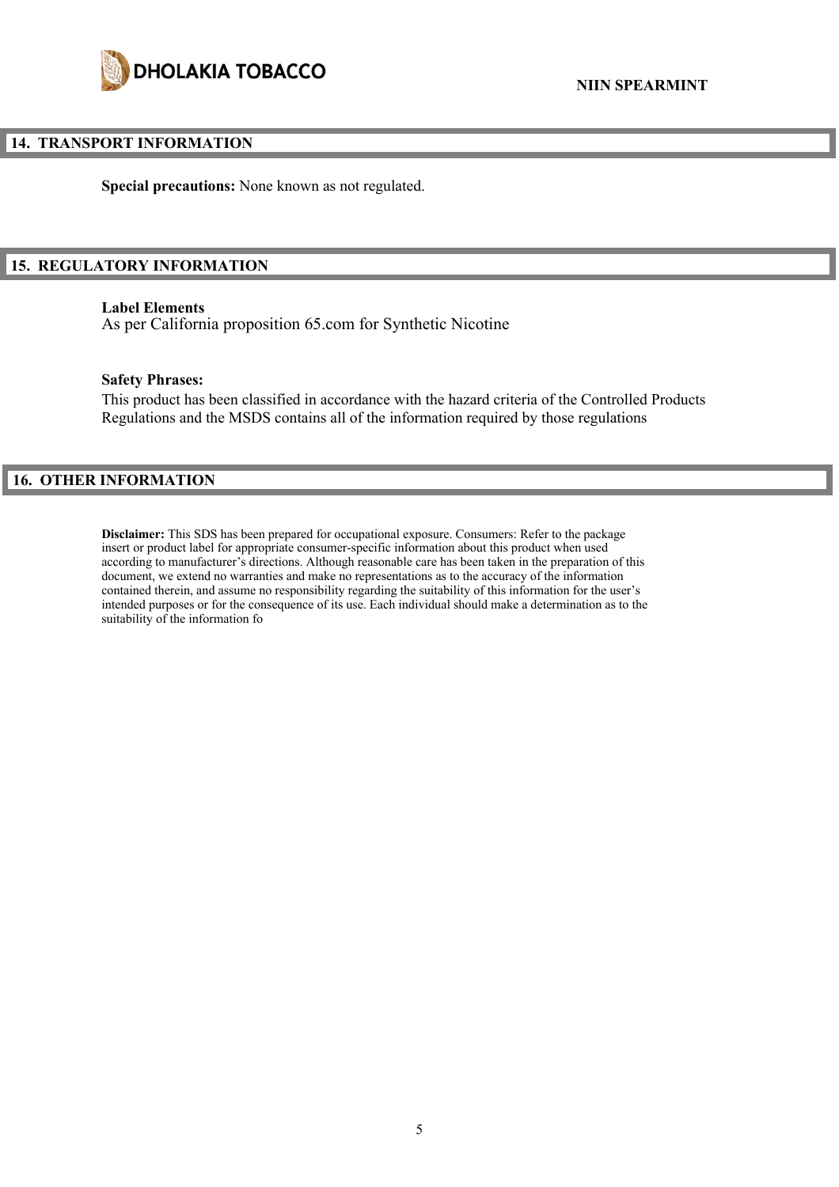## 14. TRANSPORT INFORMATION

**Special precautions:** None known as not regulated.

## 15. REGULATORY INFORMATION

**Label Elements**
As per California proposition 65.com for Synthetic Nicotine

**Safety Phrases:**
This product has been classified in accordance with the hazard criteria of the Controlled Products Regulations and the MSDS contains all of the information required by those regulations

## 16. OTHER INFORMATION

**Disclaimer:** This SDS has been prepared for occupational exposure. Consumers: Refer to the package insert or product label for appropriate consumer-specific information about this product when used according to manufacturer's directions. Although reasonable care has been taken in the preparation of this document, we extend no warranties and make no representations as to the accuracy of the information contained therein, and assume no responsibility regarding the suitability of this information for the user's intended purposes or for the consequence of its use. Each individual should make a determination as to the suitability of the information fo